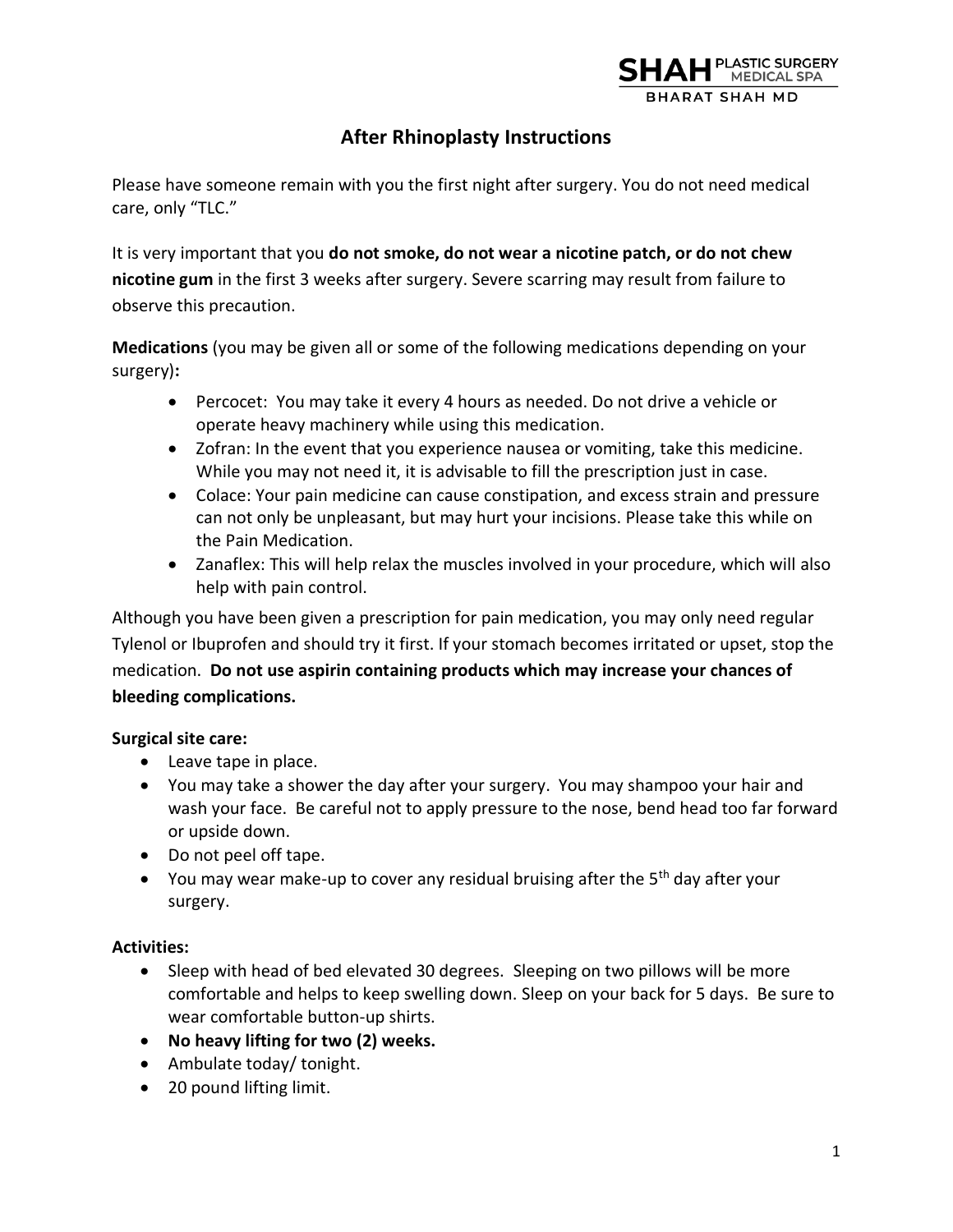SHAH PLASTIC SURGERY MEDICAL SPA
BHARAT SHAH MD

# After Rhinoplasty Instructions

Please have someone remain with you the first night after surgery. You do not need medical care, only "TLC."

It is very important that you **do not smoke, do not wear a nicotine patch, or do not chew nicotine gum** in the first 3 weeks after surgery. Severe scarring may result from failure to observe this precaution.

**Medications** (you may be given all or some of the following medications depending on your surgery)**:**

- Percocet: You may take it every 4 hours as needed. Do not drive a vehicle or operate heavy machinery while using this medication.
- Zofran: In the event that you experience nausea or vomiting, take this medicine. While you may not need it, it is advisable to fill the prescription just in case.
- Colace: Your pain medicine can cause constipation, and excess strain and pressure can not only be unpleasant, but may hurt your incisions. Please take this while on the Pain Medication.
- Zanaflex: This will help relax the muscles involved in your procedure, which will also help with pain control.

Although you have been given a prescription for pain medication, you may only need regular Tylenol or Ibuprofen and should try it first. If your stomach becomes irritated or upset, stop the medication. **Do not use aspirin containing products which may increase your chances of bleeding complications.**

**Surgical site care:**

- Leave tape in place.
- You may take a shower the day after your surgery. You may shampoo your hair and wash your face. Be careful not to apply pressure to the nose, bend head too far forward or upside down.
- Do not peel off tape.
- You may wear make-up to cover any residual bruising after the 5th day after your surgery.

**Activities:**

- Sleep with head of bed elevated 30 degrees. Sleeping on two pillows will be more comfortable and helps to keep swelling down. Sleep on your back for 5 days. Be sure to wear comfortable button-up shirts.
- **No heavy lifting for two (2) weeks.**
- Ambulate today/ tonight.
- 20 pound lifting limit.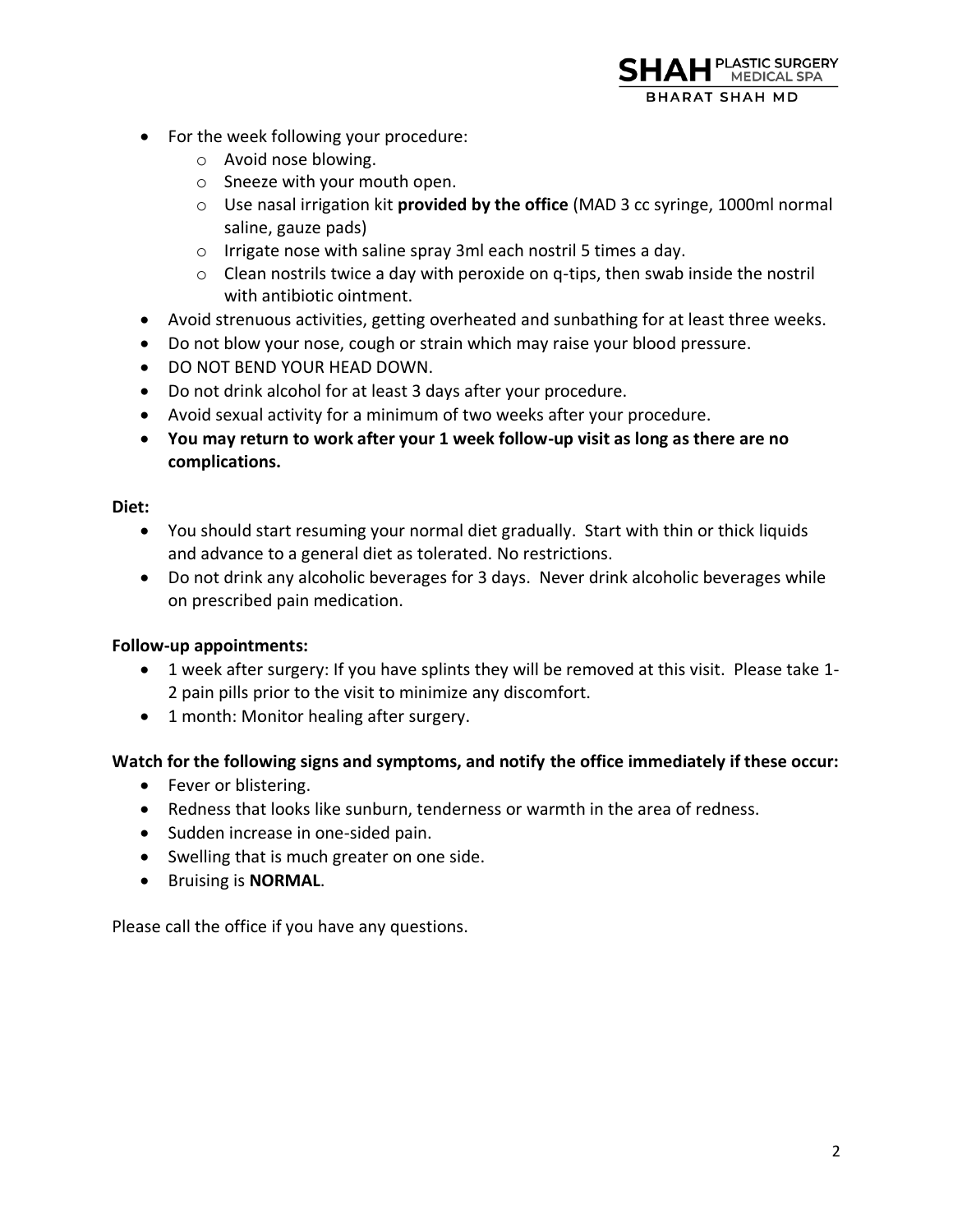- For the week following your procedure:
  - Avoid nose blowing.
  - Sneeze with your mouth open.
  - Use nasal irrigation kit **provided by the office** (MAD 3 cc syringe, 1000ml normal saline, gauze pads)
  - Irrigate nose with saline spray 3ml each nostril 5 times a day.
  - Clean nostrils twice a day with peroxide on q-tips, then swab inside the nostril with antibiotic ointment.
- Avoid strenuous activities, getting overheated and sunbathing for at least three weeks.
- Do not blow your nose, cough or strain which may raise your blood pressure.
- DO NOT BEND YOUR HEAD DOWN.
- Do not drink alcohol for at least 3 days after your procedure.
- Avoid sexual activity for a minimum of two weeks after your procedure.
- **You may return to work after your 1 week follow-up visit as long as there are no complications.**

**Diet:**

- You should start resuming your normal diet gradually. Start with thin or thick liquids and advance to a general diet as tolerated. No restrictions.
- Do not drink any alcoholic beverages for 3 days. Never drink alcoholic beverages while on prescribed pain medication.

**Follow-up appointments:**

- 1 week after surgery: If you have splints they will be removed at this visit. Please take 1-2 pain pills prior to the visit to minimize any discomfort.
- 1 month: Monitor healing after surgery.

**Watch for the following signs and symptoms, and notify the office immediately if these occur:**

- Fever or blistering.
- Redness that looks like sunburn, tenderness or warmth in the area of redness.
- Sudden increase in one-sided pain.
- Swelling that is much greater on one side.
- Bruising is **NORMAL**.

Please call the office if you have any questions.